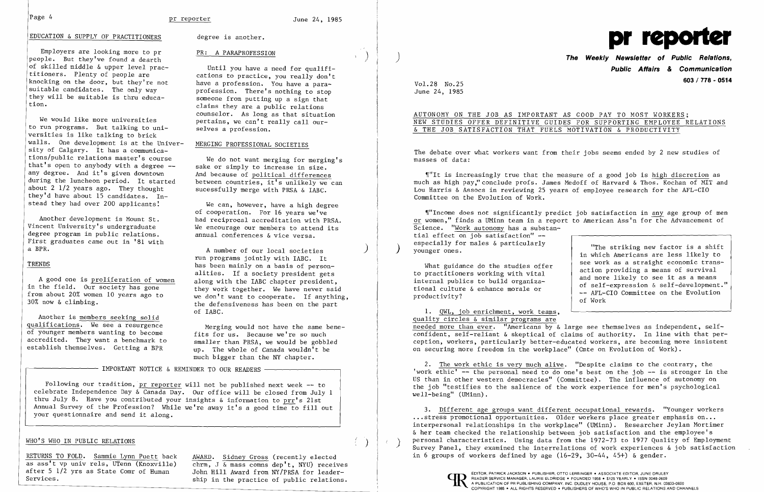## EDUCATION & SUPPLY OF PRACTITIONERS

Employers are looking more to pr people. But they've found a dearth of skilled middle & upper level practitioners. Plenty of people are knocking on the door, but they're not suitable candidates. The only way they will be suitable is thru education.

We would like more universities to run programs. But talking to universities is like talking to brick walls. One development is at the University of Calgary. It has a communications/public relations master's course that's open to anybody with a degree -- any degree. And it's given downtown during the luncheon period. It started about 2 1/2 years ago. They thought they'd have about 15 candidates. Instead they had over 200 applicants!

Another development is Mount St. Vincent University's undergraduate degree program in public relations. First graduates came out in '81 with a BPR.

## TRENDS

A good one is proliferation of women in the field. Our society has gone from about 20% women 10 years ago to 30% now & climbing.

Another is members seeking solid qualifications. We see a resurgence of younger members wanting to become accredited. They want a benchmark to establish themselves. Getting a BPR degree is another.

## PR: A PARAPROFESSION

Until you have a need for qualifications to practice, you really don't have a profession. You have a paraprofession. There's nothing to stop someone from putting up a sign that claims they are a public relations counselor. As long as that situation pertains, we can't really call ourselves a profession.

## MERGING PROFESSIONAL SOCIETIES

We do not want merging for merging's sake or simply to increase in size. And because of political differences between countries, it's unlikely we can sucessfully merge with PRSA & IABC.

We can, however, have a high degree of cooperation. For 16 years we've had reciprocal accreditation with PRSA. We encourage our members to attend its annual conferences & vice versa.

A number of our local societies run programs jointly with IABC. It has been mainly on a basis of personalities. If a society president gets along with the IABC chapter president, they work together. We have never said we don't want to cooperate. If anything, the defensiveness has been on the part of IABC.

Merging would not have the same benefits for us. Because we're so much smaller than PRSA, we would be gobbled up. The whole of Canada wouldn't be much bigger than the NY chapter.

---

**IMPORTANT NOTICE & REMINDER TO OUR READERS**

Following our tradition, pr reporter will not be published next week -- to celebrate Independence Day & Canada Day. Our office will be closed from July 1 thru July 8. Have you contributed your insights & information to prr's 21st Annual Survey of the Profession? While we're away it's a good time to fill out your questionnaire and send it along.

---

## WHO'S WHO IN PUBLIC RELATIONS

RETURNS TO FOLD. Sammie Lynn Puett back as ass't vp univ rels, UTenn (Knoxville) after 5 1/2 yrs as State Comr of Human Services.

AWARD. Sidney Gross (recently elected chrm, J & mass comns dep't, NYU) receives John Hill Award from NY/PRSA for leadership in the practice of public relations.

---

# pr reporter

**The Weekly Newsletter of Public Relations, Public Affairs & Communication**

**603 / 778 - 0514**

Vol.28 No.25
June 24, 1985

## AUTONOMY ON THE JOB AS IMPORTANT AS GOOD PAY TO MOST WORKERS; NEW STUDIES OFFER DEFINITIVE GUIDES FOR SUPPORTING EMPLOYEE RELATIONS & THE JOB SATISFACTION THAT FUELS MOTIVATION & PRODUCTIVITY

The debate over what workers want from their jobs seems ended by 2 new studies of masses of data:

¶"It is increasingly true that the measure of a good job is high discretion as much as high pay," conclude profs. James Medoff of Harvard & Thos. Kochan of MIT and Lou Harris & Assocs in reviewing 25 years of employee research for the AFL-CIO Committee on the Evolution of Work.

¶"Income does not significantly predict job satisfaction in any age group of men or women," finds a UMinn team in a report to American Ass'n for the Advancement of Science. "Work autonomy has a substantial effect on job satisfaction" -- especially for males & particularly younger ones.

> "The striking new factor is a shift in which Americans are less likely to see work as a straight economic transaction providing a means of survival and more likely to see it as a means of self-expression & self-development." -- AFL-CIO Committee on the Evolution of Work

What guidance do the studies offer to practitioners working with vital internal publics to build organizational culture & enhance morale or productivity?

1. QWL, job enrichment, work teams, quality circles & similar programs are needed more than ever. "Americans by & large see themselves as independent, self-confident, self-reliant & skeptical of claims of authority. In line with that perception, workers, particularly better-educated workers, are becoming more insistent on securing more freedom in the workplace" (Cmte on Evolution of Work).

2. The work ethic is very much alive. "Despite claims to the contrary, the 'work ethic' -- the personal need to do one's best on the job -- is stronger in the US than in other western democracies" (Committee). The influence of autonomy on the job "testifies to the salience of the work experience for men's psychological well-being" (UMinn).

3. Different age groups want different occupational rewards. "Younger workers ...stress promotional opportunities. Older workers place greater emphasis on... interpersonal relationships in the workplace" (UMinn). Researcher Jeylan Mortimer & her team checked the relationship between job satisfaction and the employee's personal characteristics. Using data from the 1972-73 to 1977 Quality of Employment Survey Panel, they examined the interrelations of work experiences & job satisfaction in 6 groups of workers defined by age (16-29, 30-44, 45+) & gender.

EDITOR, PATRICK JACKSON • PUBLISHER, OTTO LERBINGER • ASSOCIATE EDITOR, JUNE DRULEY
READER SERVICE MANAGER, LAURIE ELDRIDGE • FOUNDED 1958 • $125 YEARLY • ISSN 0048-2609
A PUBLICATION OF PR PUBLISHING COMPANY, INC. DUDLEY HOUSE, P.O. BOX 600, EXETER, N.H. 03833-0600
COPYRIGHT 1985 • ALL RIGHTS RESERVED • PUBLISHERS OF WHO'S WHO IN PUBLIC RELATIONS AND CHANNELS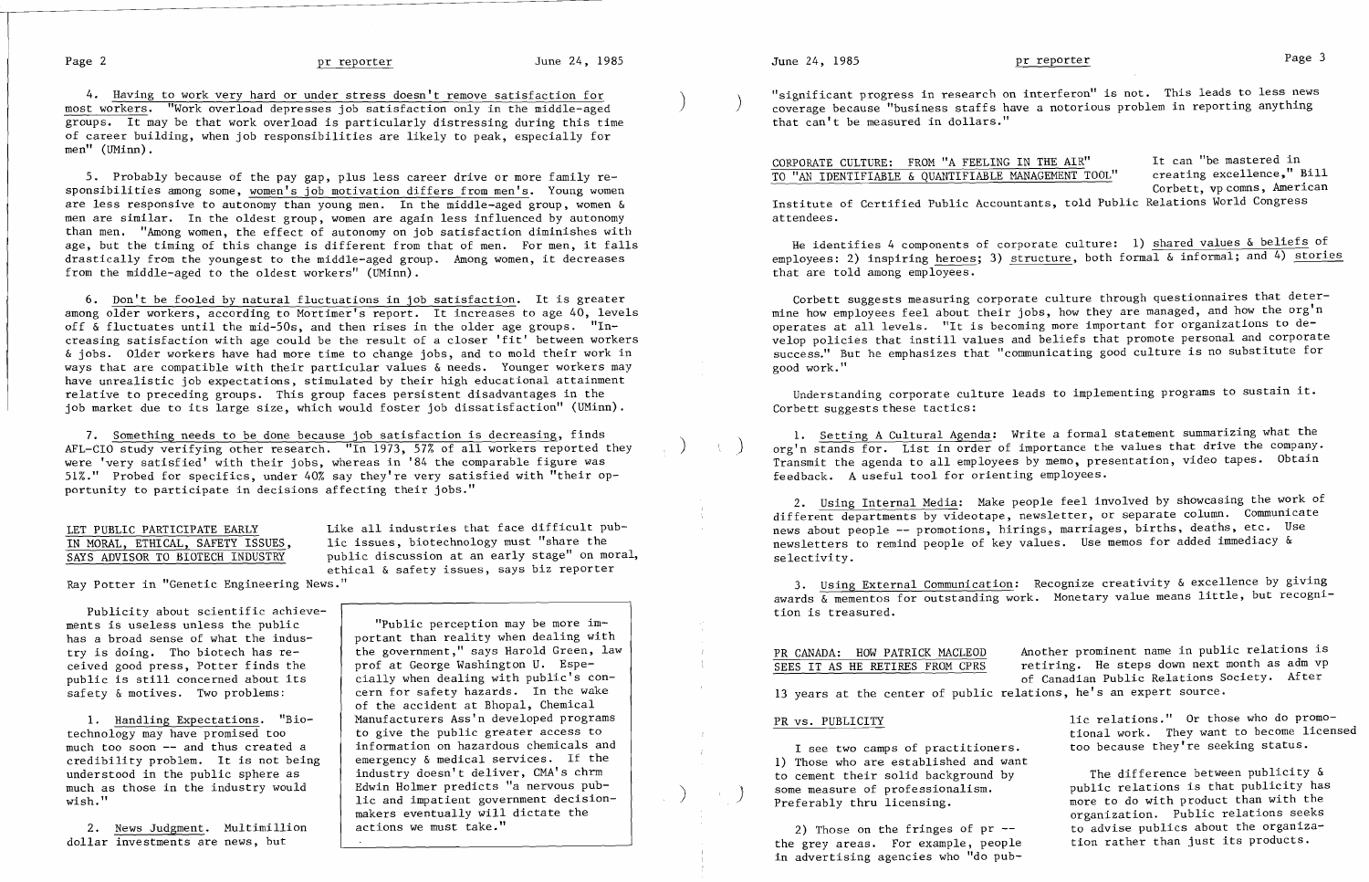4. Having to work very hard or under stress doesn't remove satisfaction for most workers. "Work overload depresses job satisfaction only in the middle-aged groups. It may be that work overload is particularly distressing during this time of career building, when job responsibilities are likely to peak, especially for men" (UMinn).

5. Probably because of the pay gap, plus less career drive or more family responsibilities among some, women's job motivation differs from men's. Young women are less responsive to autonomy than young men. In the middle-aged group, women & men are similar. In the oldest group, women are again less influenced by autonomy than men. "Among women, the effect of autonomy on job satisfaction diminishes with age, but the timing of this change is different from that of men. For men, it falls drastically from the youngest to the middle-aged group. Among women, it decreases from the middle-aged to the oldest workers" (UMinn).

6. Don't be fooled by natural fluctuations in job satisfaction. It is greater among older workers, according to Mortimer's report. It increases to age 40, levels off & fluctuates until the mid-50s, and then rises in the older age groups. "Increasing satisfaction with age could be the result of a closer 'fit' between workers & jobs. Older workers have had more time to change jobs, and to mold their work in ways that are compatible with their particular values & needs. Younger workers may have unrealistic job expectations, stimulated by their high educational attainment relative to preceding groups. This group faces persistent disadvantages in the job market due to its large size, which would foster job dissatisfaction" (UMinn).

7. Something needs to be done because job satisfaction is decreasing, finds AFL-CIO study verifying other research. "In 1973, 57% of all workers reported they were 'very satisfied' with their jobs, whereas in '84 the comparable figure was 51%." Probed for specifics, under 40% say they're very satisfied with "their opportunity to participate in decisions affecting their jobs."

## LET PUBLIC PARTICIPATE EARLY IN MORAL, ETHICAL, SAFETY ISSUES, SAYS ADVISOR TO BIOTECH INDUSTRY

Like all industries that face difficult public issues, biotechnology must "share the public discussion at an early stage" on moral, ethical & safety issues, says biz reporter Ray Potter in "Genetic Engineering News."

Publicity about scientific achievements is useless unless the public has a broad sense of what the industry is doing. Tho biotech has received good press, Potter finds the public is still concerned about its safety & motives. Two problems:

1. Handling Expectations. "Biotechnology may have promised too much too soon -- and thus created a credibility problem. It is not being understood in the public sphere as much as those in the industry would wish."

2. News Judgment. Multimillion dollar investments are news, but "significant progress in research on interferon" is not. This leads to less news coverage because "business staffs have a notorious problem in reporting anything that can't be measured in dollars."

> "Public perception may be more important than reality when dealing with the government," says Harold Green, law prof at George Washington U. Especially when dealing with public's concern for safety hazards. In the wake of the accident at Bhopal, Chemical Manufacturers Ass'n developed programs to give the public greater access to information on hazardous chemicals and emergency & medical services. If the industry doesn't deliver, CMA's chrm Edwin Holmer predicts "a nervous public and impatient government decision-makers eventually will dictate the actions we must take."

## CORPORATE CULTURE: FROM "A FEELING IN THE AIR" TO "AN IDENTIFIABLE & QUANTIFIABLE MANAGEMENT TOOL"

It can "be mastered in creating excellence," Bill Corbett, vp comns, American Institute of Certified Public Accountants, told Public Relations World Congress attendees.

He identifies 4 components of corporate culture: 1) shared values & beliefs of employees: 2) inspiring heroes; 3) structure, both formal & informal; and 4) stories that are told among employees.

Corbett suggests measuring corporate culture through questionnaires that determine how employees feel about their jobs, how they are managed, and how the org'n operates at all levels. "It is becoming more important for organizations to develop policies that instill values and beliefs that promote personal and corporate success." But he emphasizes that "communicating good culture is no substitute for good work."

Understanding corporate culture leads to implementing programs to sustain it. Corbett suggests these tactics:

1. Setting A Cultural Agenda: Write a formal statement summarizing what the org'n stands for. List in order of importance the values that drive the company. Transmit the agenda to all employees by memo, presentation, video tapes. Obtain feedback. A useful tool for orienting employees.

2. Using Internal Media: Make people feel involved by showcasing the work of different departments by videotape, newsletter, or separate column. Communicate news about people -- promotions, hirings, marriages, births, deaths, etc. Use newsletters to remind people of key values. Use memos for added immediacy & selectivity.

3. Using External Communication: Recognize creativity & excellence by giving awards & mementos for outstanding work. Monetary value means little, but recognition is treasured.

## PR CANADA: HOW PATRICK MACLEOD SEES IT AS HE RETIRES FROM CPRS

Another prominent name in public relations is retiring. He steps down next month as adm vp of Canadian Public Relations Society. After 13 years at the center of public relations, he's an expert source.

### PR vs. PUBLICITY

I see two camps of practitioners. 1) Those who are established and want to cement their solid background by some measure of professionalism. Preferably thru licensing.

2) Those on the fringes of pr -- the grey areas. For example, people in advertising agencies who "do public relations." Or those who do promotional work. They want to become licensed too because they're seeking status.

The difference between publicity & public relations is that publicity has more to do with product than with the organization. Public relations seeks to advise publics about the organization rather than just its products.